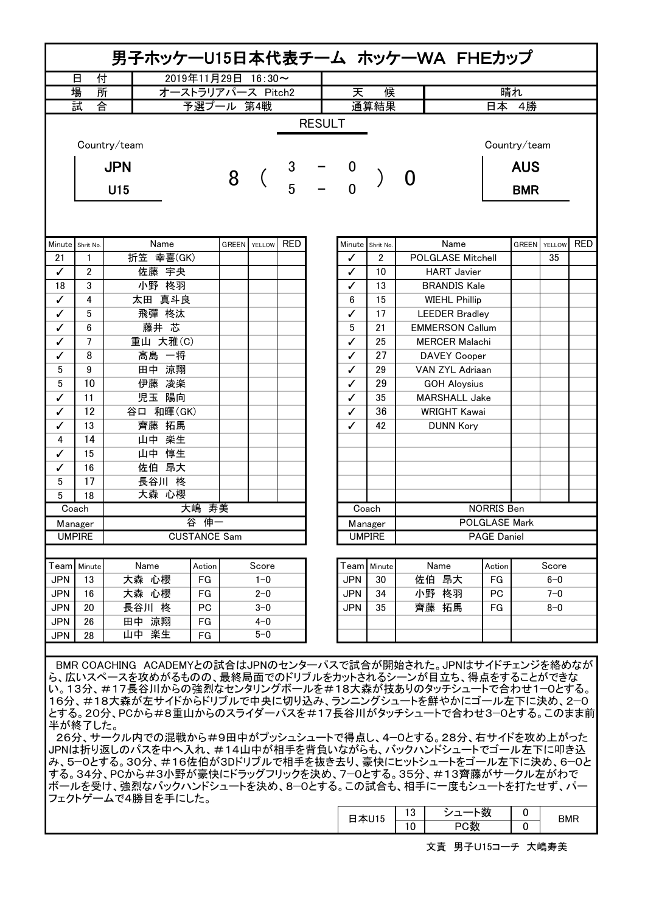# 男子ホッケーU15日本代表チーム　ホッケーWA　FHEカップ

| 日付 | 2019年11月29日　16:30～ | | |
|---|---|---|---|
| 場所 | オーストラリアパース　Pitch2 | 天候 | 晴れ |
| 試合 | 予選プール　第4戦 | 通算結果 | 日本　4勝 |

## RESULT

| Country/team | | | | | Country/team |
|---|---|---|---|---|---|
| JPN U15 | 8 | ( 3 - 0 ) | ( 5 - 0 ) | 0 | AUS BMR |

| Minute | Shrit No. | Name | GREEN | YELLOW | RED |
|---|---|---|---|---|---|
| 21 | 1 | 折笠　幸喜(GK) | | | |
| ✓ | 2 | 佐藤　宇央 | | | |
| 18 | 3 | 小野　柊羽 | | | |
| ✓ | 4 | 太田　真斗良 | | | |
| ✓ | 5 | 飛彈　柊汰 | | | |
| ✓ | 6 | 藤井　芯 | | | |
| ✓ | 7 | 重山　大雅(C) | | | |
| ✓ | 8 | 髙島　一将 | | | |
| 5 | 9 | 田中　涼翔 | | | |
| 5 | 10 | 伊藤　凌楽 | | | |
| ✓ | 11 | 児玉　陽向 | | | |
| ✓ | 12 | 谷口　和暉(GK) | | | |
| ✓ | 13 | 齊藤　拓馬 | | | |
| 4 | 14 | 山中　楽生 | | | |
| ✓ | 15 | 山中　惇生 | | | |
| ✓ | 16 | 佐伯　昂大 | | | |
| 5 | 17 | 長谷川　柊 | | | |
| 5 | 18 | 大森　心櫻 | | | |
| Coach | | 大嶋　寿美 | | | |
| Manager | | 谷　伸一 | | | |
| UMPIRE | | CUSTANCE Sam | | | |

| Minute | Shrit No. | Name | GREEN | YELLOW | RED |
|---|---|---|---|---|---|
| ✓ | 2 | POLGLASE Mitchell | | 35 | |
| ✓ | 10 | HART Javier | | | |
| ✓ | 13 | BRANDIS Kale | | | |
| 6 | 15 | WIEHL Phillip | | | |
| ✓ | 17 | LEEDER Bradley | | | |
| 5 | 21 | EMMERSON Callum | | | |
| ✓ | 25 | MERCER Malachi | | | |
| ✓ | 27 | DAVEY Cooper | | | |
| ✓ | 29 | VAN ZYL Adriaan | | | |
| ✓ | 29 | GOH Aloysius | | | |
| ✓ | 35 | MARSHALL Jake | | | |
| ✓ | 36 | WRIGHT Kawai | | | |
| ✓ | 42 | DUNN Kory | | | |
| Coach | | NORRIS Ben | | | |
| Manager | | POLGLASE Mark | | | |
| UMPIRE | | PAGE Daniel | | | |

| Team | Minute | Name | Action | Score |
|---|---|---|---|---|
| JPN | 13 | 大森　心櫻 | FG | 1-0 |
| JPN | 16 | 大森　心櫻 | FG | 2-0 |
| JPN | 20 | 長谷川　柊 | PC | 3-0 |
| JPN | 26 | 田中　涼翔 | FG | 4-0 |
| JPN | 28 | 山中　楽生 | FG | 5-0 |
| JPN | 30 | 佐伯　昂大 | FG | 6-0 |
| JPN | 34 | 小野　柊羽 | PC | 7-0 |
| JPN | 35 | 齊藤　拓馬 | FG | 8-0 |

BMR COACHING ACADEMYとの試合はJPNのセンターパスで試合が開始された。JPNはサイドチェンジを絡めながら、広いスペースを攻めがるものの、最終局面でのドリブルをカットされるシーンが目立ち、得点をすることができない。13分、＃17長谷川からの強烈なセンタリングボールを＃18大森が技ありのタッチシュートで合わせ1−0とする。16分、＃18大森が左サイドからドリブルで中央に切り込み、ランニングシュートを鮮やかにゴール左下に決め、2−0とする。20分、PCから＃8重山からのスライダーパスを＃17長谷川がタッチシュートで合わせ3−0とする。このまま前半が終了した。

26分、サークル内での混戦から＃9田中がプッシュシュートで得点し、4−0とする。28分、右サイドを攻め上がったJPNは折り返しのパスを中へ入れ、＃14山中が相手を背負いながらも、バックハンドシュートでゴール左下に叩き込み、5−0とする。30分、＃16佐伯が3Dドリブルで相手を抜き去り、豪快にヒットシュートをゴール左下に決め、6−0とする。34分、PCから＃3小野が豪快にドラッグフリックを決め、7−0とする。35分、＃13齊藤がサークル左がわでボールを受け、強烈なバックハンドシュートを決め、8−0とする。この試合も、相手に一度もシュートを打たせず、パーフェクトゲームで4勝目を手にした。

| 日本U15 | | | | BMR |
|---|---|---|---|---|
| | 13 | シュート数 | 0 | |
| | 10 | PC数 | 0 | |

文責　男子U15コーチ　大嶋寿美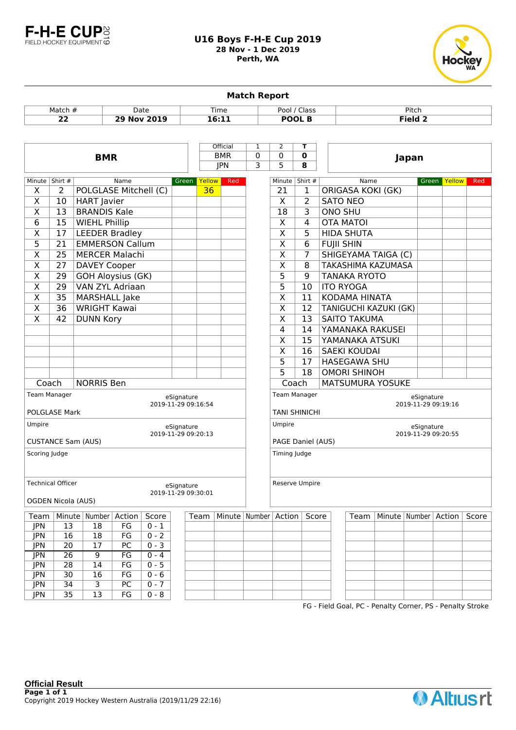F-H-E CUP 2019
FIELD HOCKEY EQUIPMENT

# U16 Boys F-H-E Cup 2019

**28 Nov - 1 Dec 2019**
**Perth, WA**

## Match Report

| Match # | Date | Time | Pool / Class | Pitch |
|---|---|---|---|---|
| **22** | **29 Nov 2019** | **16:11** | **POOL B** | **Field 2** |

| Official | 1 | 2 | T |
|---|---|---|---|
| BMR | 0 | 0 | **0** |
| JPN | 3 | 5 | **8** |

### BMR

| Minute | Shirt # | Name | Green | Yellow | Red |
|---|---|---|---|---|---|
| X | 2 | POLGLASE Mitchell (C) | | 36 | |
| X | 10 | HART Javier | | | |
| X | 13 | BRANDIS Kale | | | |
| 6 | 15 | WIEHL Phillip | | | |
| X | 17 | LEEDER Bradley | | | |
| 5 | 21 | EMMERSON Callum | | | |
| X | 25 | MERCER Malachi | | | |
| X | 27 | DAVEY Cooper | | | |
| X | 29 | GOH Aloysius (GK) | | | |
| X | 29 | VAN ZYL Adriaan | | | |
| X | 35 | MARSHALL Jake | | | |
| X | 36 | WRIGHT Kawai | | | |
| X | 42 | DUNN Kory | | | |
| Coach | | NORRIS Ben | | | |

Team Manager: POLGLASE Mark — eSignature 2019-11-29 09:16:54

Umpire: CUSTANCE Sam (AUS) — eSignature 2019-11-29 09:20:13

Scoring Judge:

Technical Officer: OGDEN Nicola (AUS) — eSignature 2019-11-29 09:30:01

### Japan

| Minute | Shirt # | Name | Green | Yellow | Red |
|---|---|---|---|---|---|
| 21 | 1 | ORIGASA KOKI (GK) | | | |
| X | 2 | SATO NEO | | | |
| 18 | 3 | ONO SHU | | | |
| X | 4 | OTA MATOI | | | |
| X | 5 | HIDA SHUTA | | | |
| X | 6 | FUJII SHIN | | | |
| X | 7 | SHIGEYAMA TAIGA (C) | | | |
| X | 8 | TAKASHIMA KAZUMASA | | | |
| 5 | 9 | TANAKA RYOTO | | | |
| 5 | 10 | ITO RYOGA | | | |
| X | 11 | KODAMA HINATA | | | |
| X | 12 | TANIGUCHI KAZUKI (GK) | | | |
| X | 13 | SAITO TAKUMA | | | |
| 4 | 14 | YAMANAKA RAKUSEI | | | |
| X | 15 | YAMANAKA ATSUKI | | | |
| X | 16 | SAEKI KOUDAI | | | |
| 5 | 17 | HASEGAWA SHU | | | |
| 5 | 18 | OMORI SHINOH | | | |
| Coach | | MATSUMURA YOSUKE | | | |

Team Manager: TANI SHINICHI — eSignature 2019-11-29 09:19:16

Umpire: PAGE Daniel (AUS) — eSignature 2019-11-29 09:20:55

Timing Judge:

Reserve Umpire:

### Scoring

| Team | Minute | Number | Action | Score |
|---|---|---|---|---|
| JPN | 13 | 18 | FG | 0 - 1 |
| JPN | 16 | 18 | FG | 0 - 2 |
| JPN | 20 | 17 | PC | 0 - 3 |
| JPN | 26 | 9 | FG | 0 - 4 |
| JPN | 28 | 14 | FG | 0 - 5 |
| JPN | 30 | 16 | FG | 0 - 6 |
| JPN | 34 | 3 | PC | 0 - 7 |
| JPN | 35 | 13 | FG | 0 - 8 |

FG - Field Goal, PC - Penalty Corner, PS - Penalty Stroke

**Official Result**

Copyright 2019 Hockey Western Australia (2019/11/29 22:16)